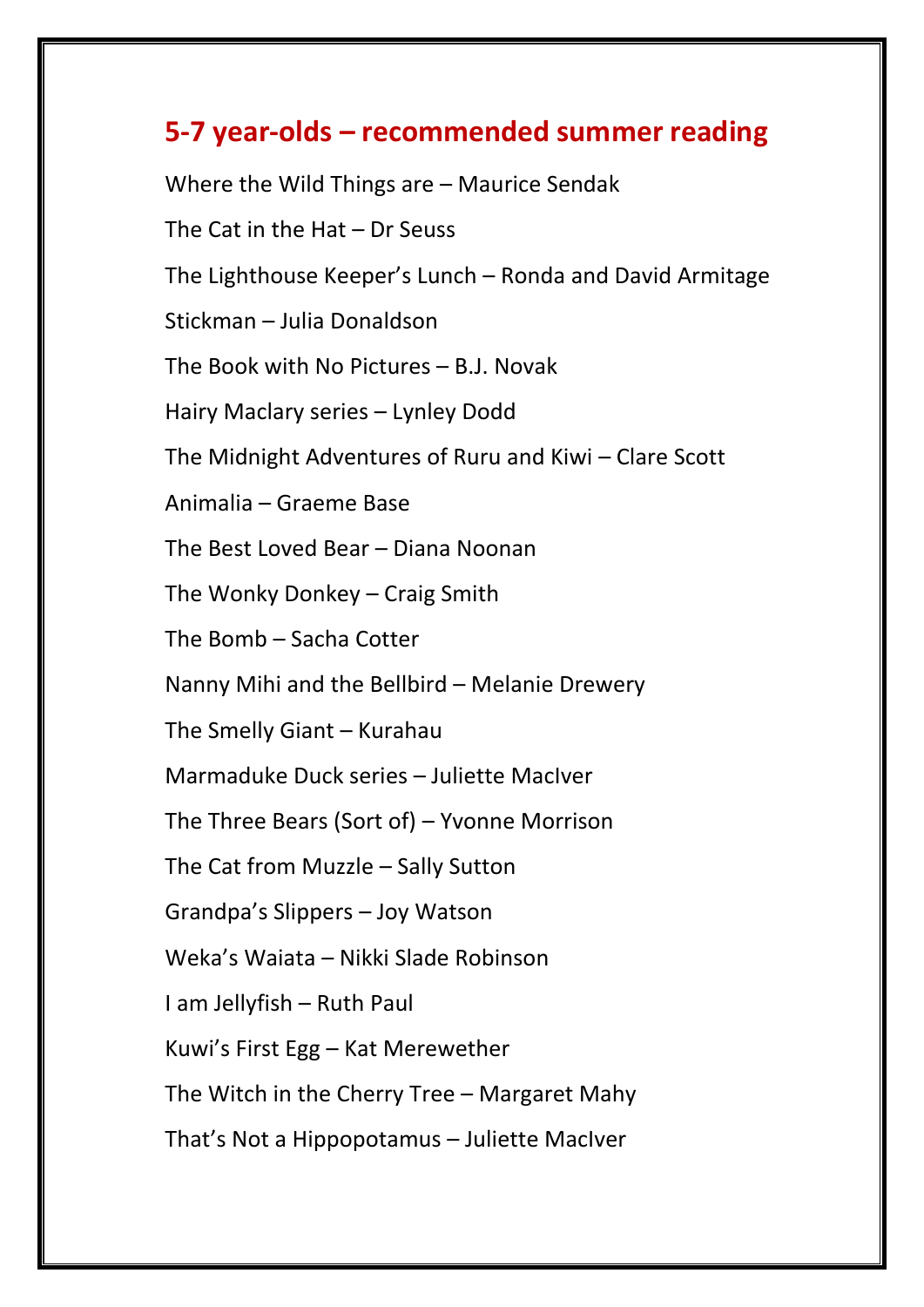## 5-7 year-olds – recommended summer reading

Where the Wild Things are – Maurice Sendak

The Cat in the Hat – Dr Seuss

The Lighthouse Keeper's Lunch – Ronda and David Armitage

Stickman – Julia Donaldson

The Book with No Pictures – B.J. Novak

Hairy Maclary series – Lynley Dodd

The Midnight Adventures of Ruru and Kiwi – Clare Scott

Animalia – Graeme Base

The Best Loved Bear – Diana Noonan

The Wonky Donkey – Craig Smith

The Bomb – Sacha Cotter

Nanny Mihi and the Bellbird – Melanie Drewery

The Smelly Giant – Kurahau

Marmaduke Duck series – Juliette MacIver

The Three Bears (Sort of) – Yvonne Morrison

The Cat from Muzzle – Sally Sutton

Grandpa's Slippers – Joy Watson

Weka's Waiata – Nikki Slade Robinson

I am Jellyfish – Ruth Paul

Kuwi's First Egg – Kat Merewether

The Witch in the Cherry Tree – Margaret Mahy

That's Not a Hippopotamus – Juliette MacIver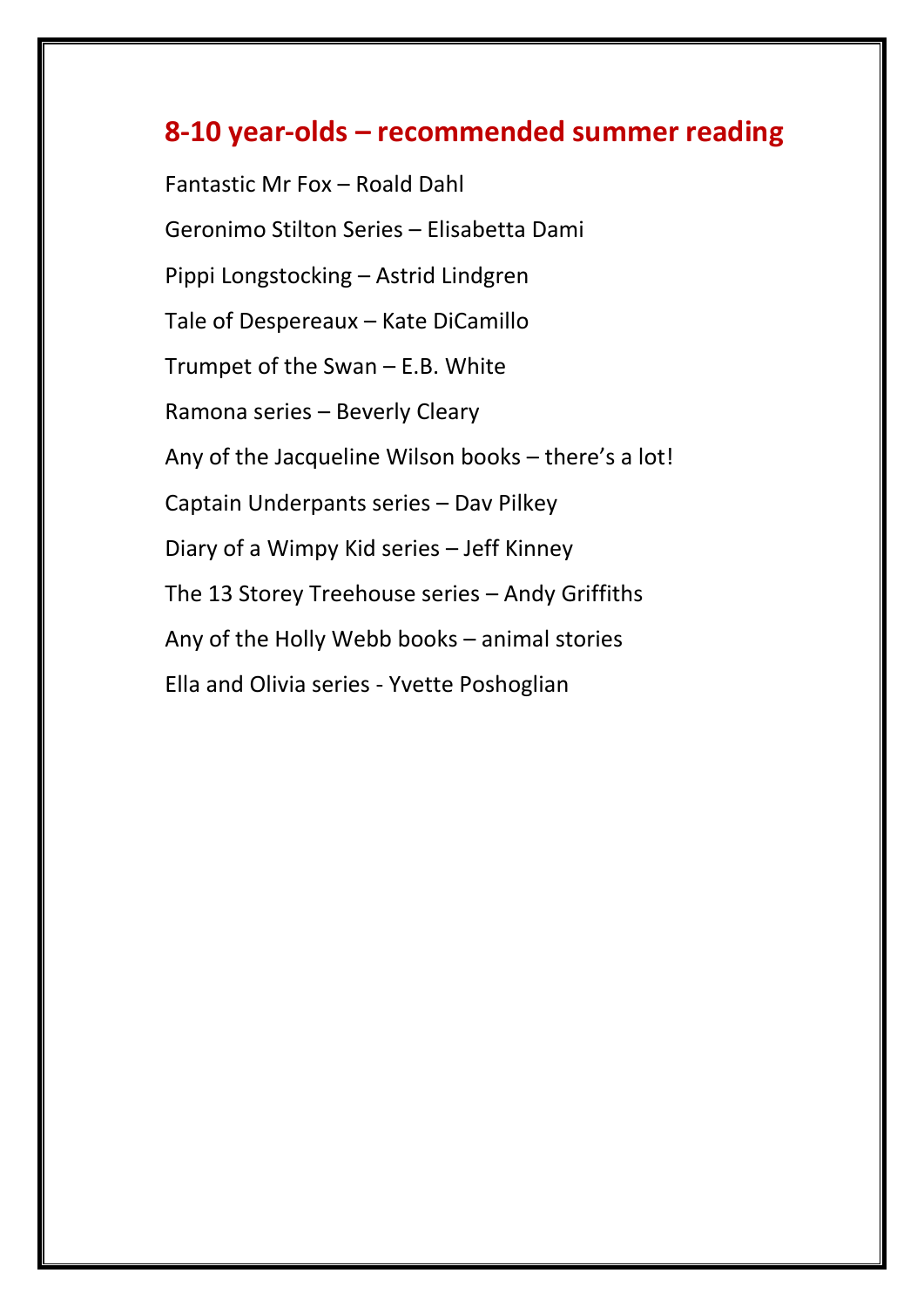## 8-10 year-olds – recommended summer reading

Fantastic Mr Fox – Roald Dahl

Geronimo Stilton Series – Elisabetta Dami

Pippi Longstocking – Astrid Lindgren

Tale of Despereaux – Kate DiCamillo

Trumpet of the Swan – E.B. White

Ramona series – Beverly Cleary

Any of the Jacqueline Wilson books – there's a lot!

Captain Underpants series – Dav Pilkey

Diary of a Wimpy Kid series – Jeff Kinney

The 13 Storey Treehouse series – Andy Griffiths

Any of the Holly Webb books – animal stories

Ella and Olivia series - Yvette Poshoglian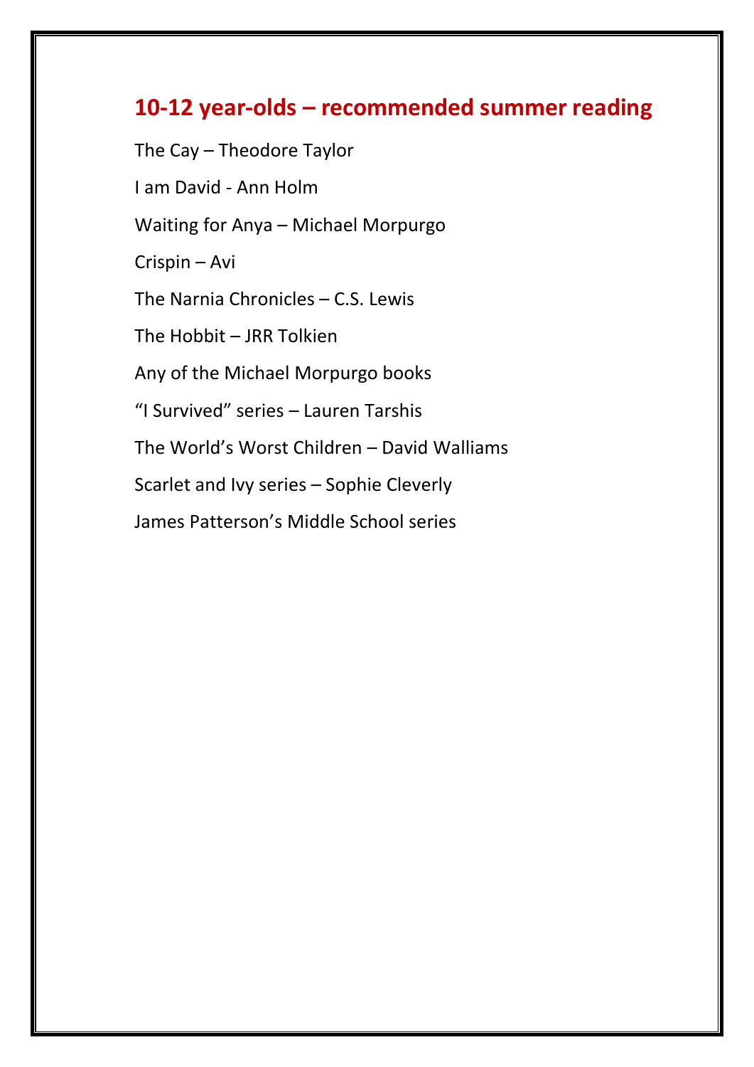## 10-12 year-olds – recommended summer reading

The Cay – Theodore Taylor

I am David - Ann Holm

Waiting for Anya – Michael Morpurgo

Crispin – Avi

The Narnia Chronicles – C.S. Lewis

The Hobbit – JRR Tolkien

Any of the Michael Morpurgo books

"I Survived" series – Lauren Tarshis

The World's Worst Children – David Walliams

Scarlet and Ivy series – Sophie Cleverly

James Patterson's Middle School series